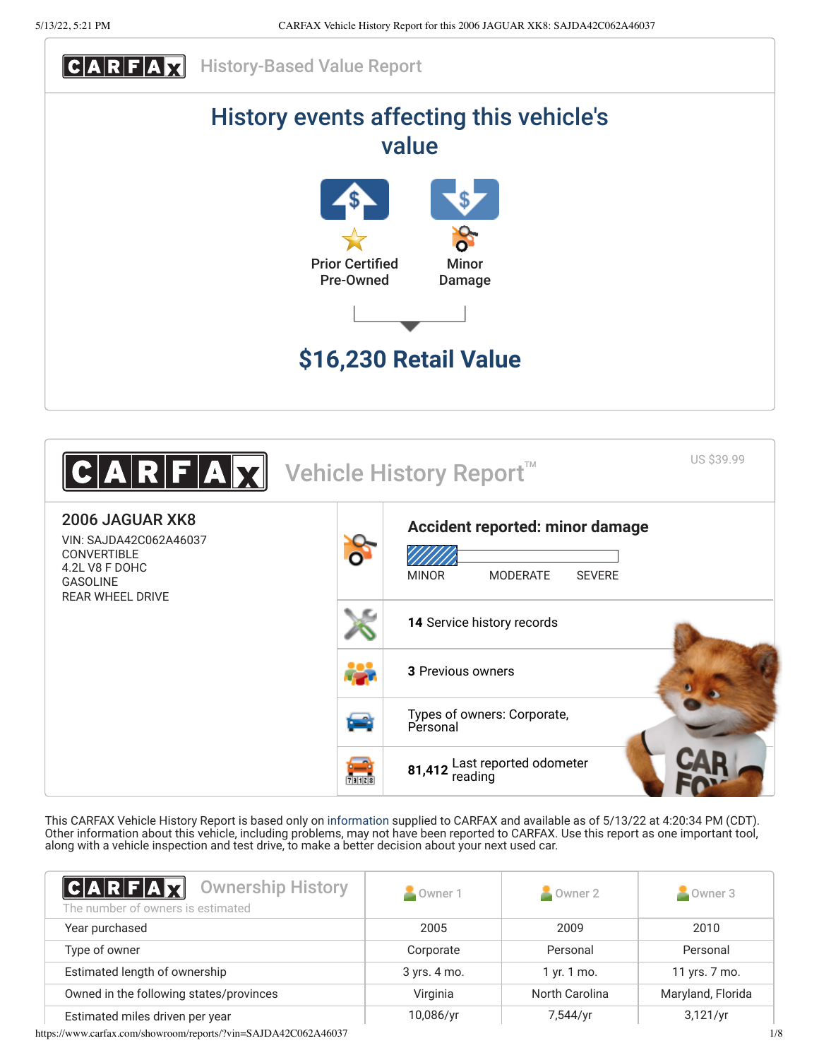# CARFAX History-Based Value Report

## History events affecting this vehicle's value

Prior Certified Pre-Owned

Minor Damage

**$16,230 Retail Value**

# CARFAX Vehicle History Report™

US $39.99

**2006 JAGUAR XK8**

VIN: SAJDA42C062A46037
CONVERTIBLE
4.2L V8 F DOHC
GASOLINE
REAR WHEEL DRIVE

**Accident reported: minor damage**

MINOR MODERATE SEVERE

**14** Service history records

**3** Previous owners

Types of owners: Corporate, Personal

**81,412** Last reported odometer reading

This CARFAX Vehicle History Report is based only on information supplied to CARFAX and available as of 5/13/22 at 4:20:34 PM (CDT). Other information about this vehicle, including problems, may not have been reported to CARFAX. Use this report as one important tool, along with a vehicle inspection and test drive, to make a better decision about your next used car.

## CARFAX Ownership History

The number of owners is estimated

| | Owner 1 | Owner 2 | Owner 3 |
|---|---|---|---|
| Year purchased | 2005 | 2009 | 2010 |
| Type of owner | Corporate | Personal | Personal |
| Estimated length of ownership | 3 yrs. 4 mo. | 1 yr. 1 mo. | 11 yrs. 7 mo. |
| Owned in the following states/provinces | Virginia | North Carolina | Maryland, Florida |
| Estimated miles driven per year | 10,086/yr | 7,544/yr | 3,121/yr |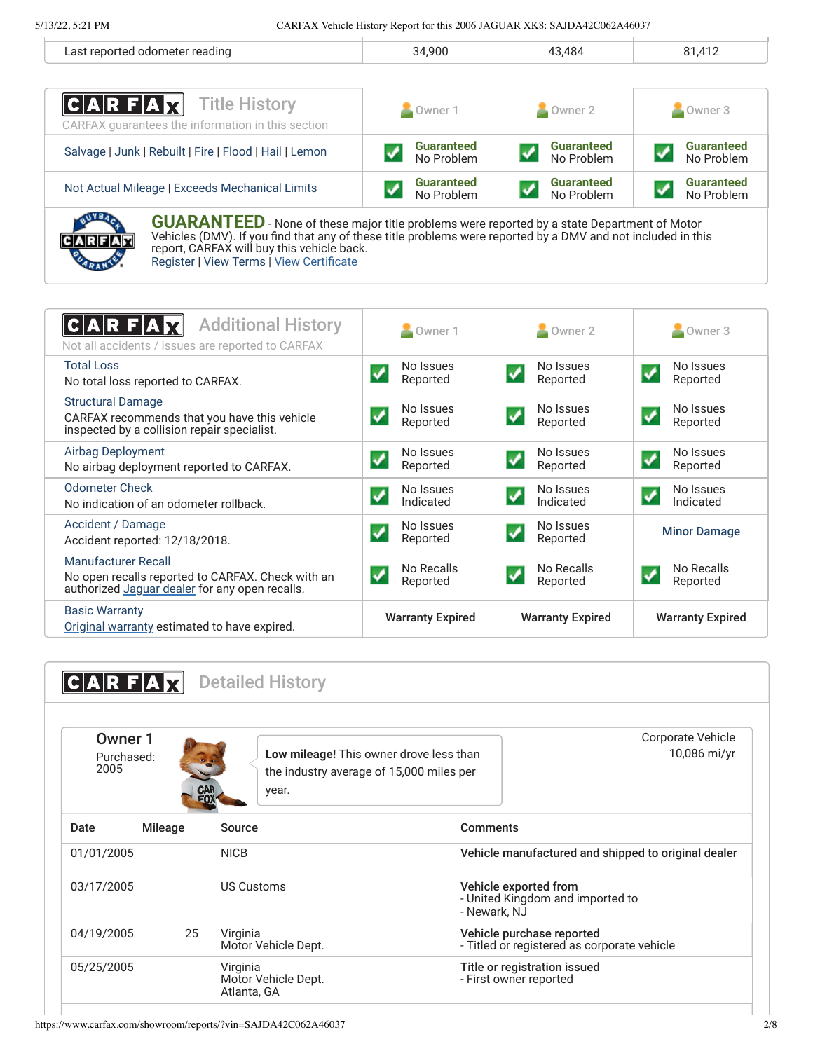| Last reported odometer reading | 34,900 | 43,484 | 81,412 |
| --- | --- | --- | --- |

## CARFAX Title History

CARFAX guarantees the information in this section

| | Owner 1 | Owner 2 | Owner 3 |
| --- | --- | --- | --- |
| Salvage \| Junk \| Rebuilt \| Fire \| Flood \| Hail \| Lemon | Guaranteed No Problem | Guaranteed No Problem | Guaranteed No Problem |
| Not Actual Mileage \| Exceeds Mechanical Limits | Guaranteed No Problem | Guaranteed No Problem | Guaranteed No Problem |

**GUARANTEED** - None of these major title problems were reported by a state Department of Motor Vehicles (DMV). If you find that any of these title problems were reported by a DMV and not included in this report, CARFAX will buy this vehicle back.
Register | View Terms | View Certificate

## CARFAX Additional History

Not all accidents / issues are reported to CARFAX

| | Owner 1 | Owner 2 | Owner 3 |
| --- | --- | --- | --- |
| **Total Loss** No total loss reported to CARFAX. | No Issues Reported | No Issues Reported | No Issues Reported |
| **Structural Damage** CARFAX recommends that you have this vehicle inspected by a collision repair specialist. | No Issues Reported | No Issues Reported | No Issues Reported |
| **Airbag Deployment** No airbag deployment reported to CARFAX. | No Issues Reported | No Issues Reported | No Issues Reported |
| **Odometer Check** No indication of an odometer rollback. | No Issues Indicated | No Issues Indicated | No Issues Indicated |
| **Accident / Damage** Accident reported: 12/18/2018. | No Issues Reported | No Issues Reported | Minor Damage |
| **Manufacturer Recall** No open recalls reported to CARFAX. Check with an authorized Jaguar dealer for any open recalls. | No Recalls Reported | No Recalls Reported | No Recalls Reported |
| **Basic Warranty** Original warranty estimated to have expired. | Warranty Expired | Warranty Expired | Warranty Expired |

## CARFAX Detailed History

### Owner 1

Purchased: 2005

**Low mileage!** This owner drove less than the industry average of 15,000 miles per year.

Corporate Vehicle
10,086 mi/yr

| Date | Mileage | Source | Comments |
| --- | --- | --- | --- |
| 01/01/2005 | | NICB | **Vehicle manufactured and shipped to original dealer** |
| 03/17/2005 | | US Customs | **Vehicle exported from** - United Kingdom and imported to - Newark, NJ |
| 04/19/2005 | 25 | Virginia Motor Vehicle Dept. | **Vehicle purchase reported** - Titled or registered as corporate vehicle |
| 05/25/2005 | | Virginia Motor Vehicle Dept. Atlanta, GA | **Title or registration issued** - First owner reported |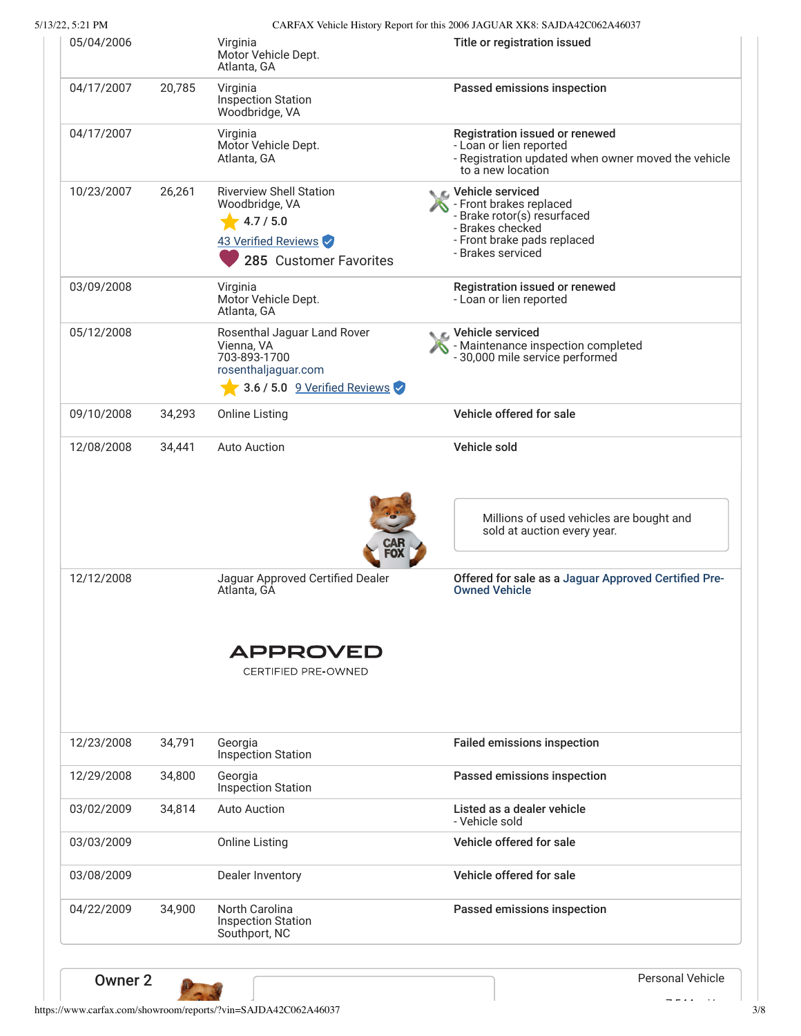| Date | Mileage | Source | Comments |
|---|---|---|---|
| 05/04/2006 | | Virginia<br>Motor Vehicle Dept.<br>Atlanta, GA | **Title or registration issued** |
| 04/17/2007 | 20,785 | Virginia<br>Inspection Station<br>Woodbridge, VA | **Passed emissions inspection** |
| 04/17/2007 | | Virginia<br>Motor Vehicle Dept.<br>Atlanta, GA | **Registration issued or renewed**<br>- Loan or lien reported<br>- Registration updated when owner moved the vehicle to a new location |
| 10/23/2007 | 26,261 | Riverview Shell Station<br>Woodbridge, VA<br>4.7 / 5.0<br>43 Verified Reviews<br>285 Customer Favorites | **Vehicle serviced**<br>- Front brakes replaced<br>- Brake rotor(s) resurfaced<br>- Brakes checked<br>- Front brake pads replaced<br>- Brakes serviced |
| 03/09/2008 | | Virginia<br>Motor Vehicle Dept.<br>Atlanta, GA | **Registration issued or renewed**<br>- Loan or lien reported |
| 05/12/2008 | | Rosenthal Jaguar Land Rover<br>Vienna, VA<br>703-893-1700<br>rosenthaljaguar.com<br>3.6 / 5.0 9 Verified Reviews | **Vehicle serviced**<br>- Maintenance inspection completed<br>- 30,000 mile service performed |
| 09/10/2008 | 34,293 | Online Listing | **Vehicle offered for sale** |
| 12/08/2008 | 34,441 | Auto Auction | **Vehicle sold**<br>Millions of used vehicles are bought and sold at auction every year. |
| 12/12/2008 | | Jaguar Approved Certified Dealer<br>Atlanta, GA<br>APPROVED<br>CERTIFIED PRE-OWNED | **Offered for sale as a Jaguar Approved Certified Pre-Owned Vehicle** |
| 12/23/2008 | 34,791 | Georgia<br>Inspection Station | **Failed emissions inspection** |
| 12/29/2008 | 34,800 | Georgia<br>Inspection Station | **Passed emissions inspection** |
| 03/02/2009 | 34,814 | Auto Auction | **Listed as a dealer vehicle**<br>- Vehicle sold |
| 03/03/2009 | | Online Listing | **Vehicle offered for sale** |
| 03/08/2009 | | Dealer Inventory | **Vehicle offered for sale** |
| 04/22/2009 | 34,900 | North Carolina<br>Inspection Station<br>Southport, NC | **Passed emissions inspection** |

## Owner 2

Personal Vehicle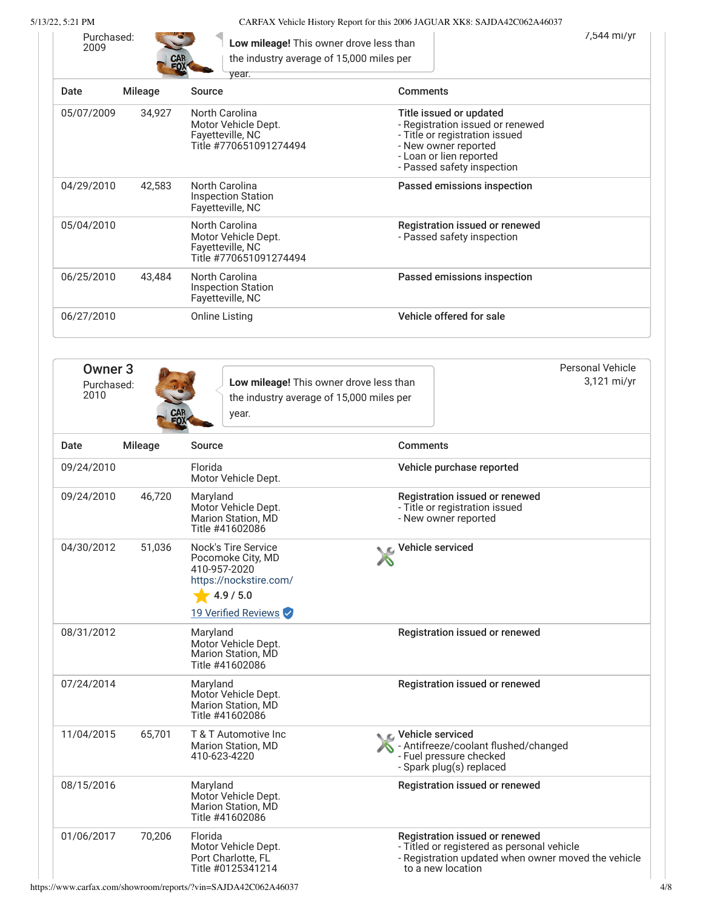Purchased: 2009

**Low mileage!** This owner drove less than the industry average of 15,000 miles per year.

7,544 mi/yr

| Date | Mileage | Source | Comments |
|---|---|---|---|
| 05/07/2009 | 34,927 | North Carolina<br>Motor Vehicle Dept.<br>Fayetteville, NC<br>Title #770651091274494 | **Title issued or updated**<br>- Registration issued or renewed<br>- Title or registration issued<br>- New owner reported<br>- Loan or lien reported<br>- Passed safety inspection |
| 04/29/2010 | 42,583 | North Carolina<br>Inspection Station<br>Fayetteville, NC | **Passed emissions inspection** |
| 05/04/2010 | | North Carolina<br>Motor Vehicle Dept.<br>Fayetteville, NC<br>Title #770651091274494 | **Registration issued or renewed**<br>- Passed safety inspection |
| 06/25/2010 | 43,484 | North Carolina<br>Inspection Station<br>Fayetteville, NC | **Passed emissions inspection** |
| 06/27/2010 | | Online Listing | **Vehicle offered for sale** |

## Owner 3

Purchased: 2010

**Low mileage!** This owner drove less than the industry average of 15,000 miles per year.

Personal Vehicle
3,121 mi/yr

| Date | Mileage | Source | Comments |
|---|---|---|---|
| 09/24/2010 | | Florida<br>Motor Vehicle Dept. | **Vehicle purchase reported** |
| 09/24/2010 | 46,720 | Maryland<br>Motor Vehicle Dept.<br>Marion Station, MD<br>Title #41602086 | **Registration issued or renewed**<br>- Title or registration issued<br>- New owner reported |
| 04/30/2012 | 51,036 | Nock's Tire Service<br>Pocomoke City, MD<br>410-957-2020<br>https://nockstire.com/<br>4.9 / 5.0<br>19 Verified Reviews | **Vehicle serviced** |
| 08/31/2012 | | Maryland<br>Motor Vehicle Dept.<br>Marion Station, MD<br>Title #41602086 | **Registration issued or renewed** |
| 07/24/2014 | | Maryland<br>Motor Vehicle Dept.<br>Marion Station, MD<br>Title #41602086 | **Registration issued or renewed** |
| 11/04/2015 | 65,701 | T & T Automotive Inc<br>Marion Station, MD<br>410-623-4220 | **Vehicle serviced**<br>- Antifreeze/coolant flushed/changed<br>- Fuel pressure checked<br>- Spark plug(s) replaced |
| 08/15/2016 | | Maryland<br>Motor Vehicle Dept.<br>Marion Station, MD<br>Title #41602086 | **Registration issued or renewed** |
| 01/06/2017 | 70,206 | Florida<br>Motor Vehicle Dept.<br>Port Charlotte, FL<br>Title #0125341214 | **Registration issued or renewed**<br>- Titled or registered as personal vehicle<br>- Registration updated when owner moved the vehicle to a new location |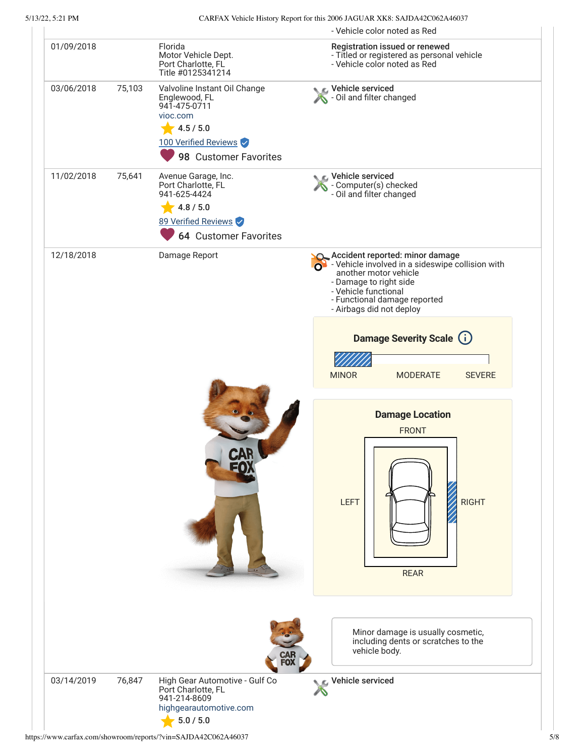| Date | Mileage | Source | Comments |
|---|---|---|---|
| | | | - Vehicle color noted as Red |
| 01/09/2018 | | Florida Motor Vehicle Dept. Port Charlotte, FL Title #0125341214 | **Registration issued or renewed** - Titled or registered as personal vehicle - Vehicle color noted as Red |
| 03/06/2018 | 75,103 | Valvoline Instant Oil Change Englewood, FL 941-475-0711 vioc.com 4.5 / 5.0 100 Verified Reviews 98 Customer Favorites | **Vehicle serviced** - Oil and filter changed |
| 11/02/2018 | 75,641 | Avenue Garage, Inc. Port Charlotte, FL 941-625-4424 4.8 / 5.0 89 Verified Reviews 64 Customer Favorites | **Vehicle serviced** - Computer(s) checked - Oil and filter changed |
| 12/18/2018 | | Damage Report | **Accident reported: minor damage** - Vehicle involved in a sideswipe collision with another motor vehicle - Damage to right side - Vehicle functional - Functional damage reported - Airbags did not deploy |
| 03/14/2019 | 76,847 | High Gear Automotive - Gulf Co Port Charlotte, FL 941-214-8609 highgearautomotive.com 5.0 / 5.0 | **Vehicle serviced** |

**Damage Severity Scale**

MINOR | MODERATE | SEVERE

**Damage Location**

FRONT / LEFT / RIGHT / REAR

Minor damage is usually cosmetic, including dents or scratches to the vehicle body.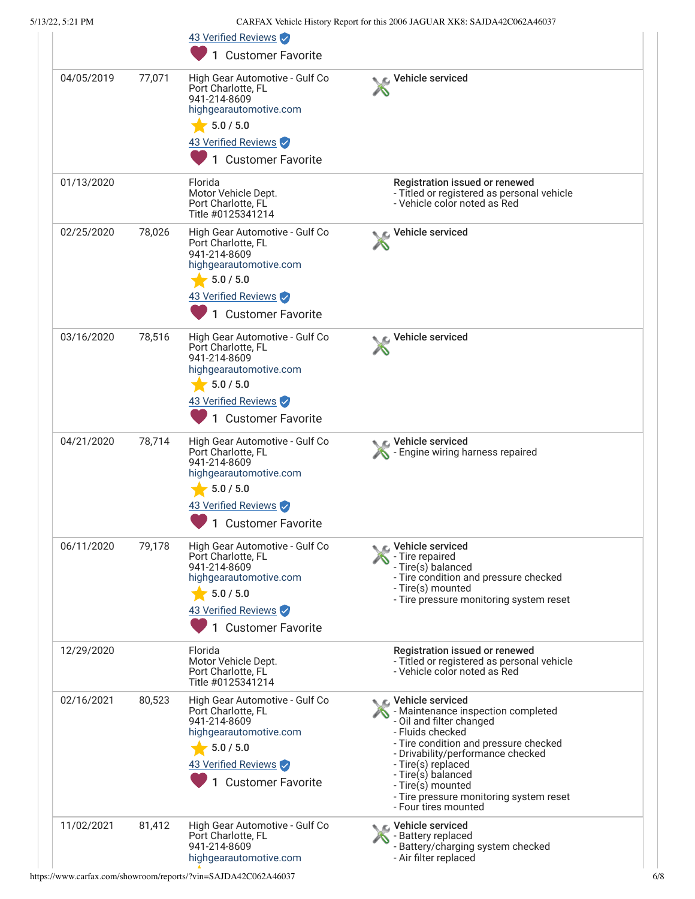| Date | Mileage | Source | Comments |
|---|---|---|---|
| | | 43 Verified Reviews<br>1 Customer Favorite | |
| 04/05/2019 | 77,071 | High Gear Automotive - Gulf Co<br>Port Charlotte, FL<br>941-214-8609<br>highgearautomotive.com<br>5.0 / 5.0<br>43 Verified Reviews<br>1 Customer Favorite | **Vehicle serviced** |
| 01/13/2020 | | Florida<br>Motor Vehicle Dept.<br>Port Charlotte, FL<br>Title #0125341214 | **Registration issued or renewed**<br>- Titled or registered as personal vehicle<br>- Vehicle color noted as Red |
| 02/25/2020 | 78,026 | High Gear Automotive - Gulf Co<br>Port Charlotte, FL<br>941-214-8609<br>highgearautomotive.com<br>5.0 / 5.0<br>43 Verified Reviews<br>1 Customer Favorite | **Vehicle serviced** |
| 03/16/2020 | 78,516 | High Gear Automotive - Gulf Co<br>Port Charlotte, FL<br>941-214-8609<br>highgearautomotive.com<br>5.0 / 5.0<br>43 Verified Reviews<br>1 Customer Favorite | **Vehicle serviced** |
| 04/21/2020 | 78,714 | High Gear Automotive - Gulf Co<br>Port Charlotte, FL<br>941-214-8609<br>highgearautomotive.com<br>5.0 / 5.0<br>43 Verified Reviews<br>1 Customer Favorite | **Vehicle serviced**<br>- Engine wiring harness repaired |
| 06/11/2020 | 79,178 | High Gear Automotive - Gulf Co<br>Port Charlotte, FL<br>941-214-8609<br>highgearautomotive.com<br>5.0 / 5.0<br>43 Verified Reviews<br>1 Customer Favorite | **Vehicle serviced**<br>- Tire repaired<br>- Tire(s) balanced<br>- Tire condition and pressure checked<br>- Tire(s) mounted<br>- Tire pressure monitoring system reset |
| 12/29/2020 | | Florida<br>Motor Vehicle Dept.<br>Port Charlotte, FL<br>Title #0125341214 | **Registration issued or renewed**<br>- Titled or registered as personal vehicle<br>- Vehicle color noted as Red |
| 02/16/2021 | 80,523 | High Gear Automotive - Gulf Co<br>Port Charlotte, FL<br>941-214-8609<br>highgearautomotive.com<br>5.0 / 5.0<br>43 Verified Reviews<br>1 Customer Favorite | **Vehicle serviced**<br>- Maintenance inspection completed<br>- Oil and filter changed<br>- Fluids checked<br>- Tire condition and pressure checked<br>- Drivability/performance checked<br>- Tire(s) replaced<br>- Tire(s) balanced<br>- Tire(s) mounted<br>- Tire pressure monitoring system reset<br>- Four tires mounted |
| 11/02/2021 | 81,412 | High Gear Automotive - Gulf Co<br>Port Charlotte, FL<br>941-214-8609<br>highgearautomotive.com | **Vehicle serviced**<br>- Battery replaced<br>- Battery/charging system checked<br>- Air filter replaced |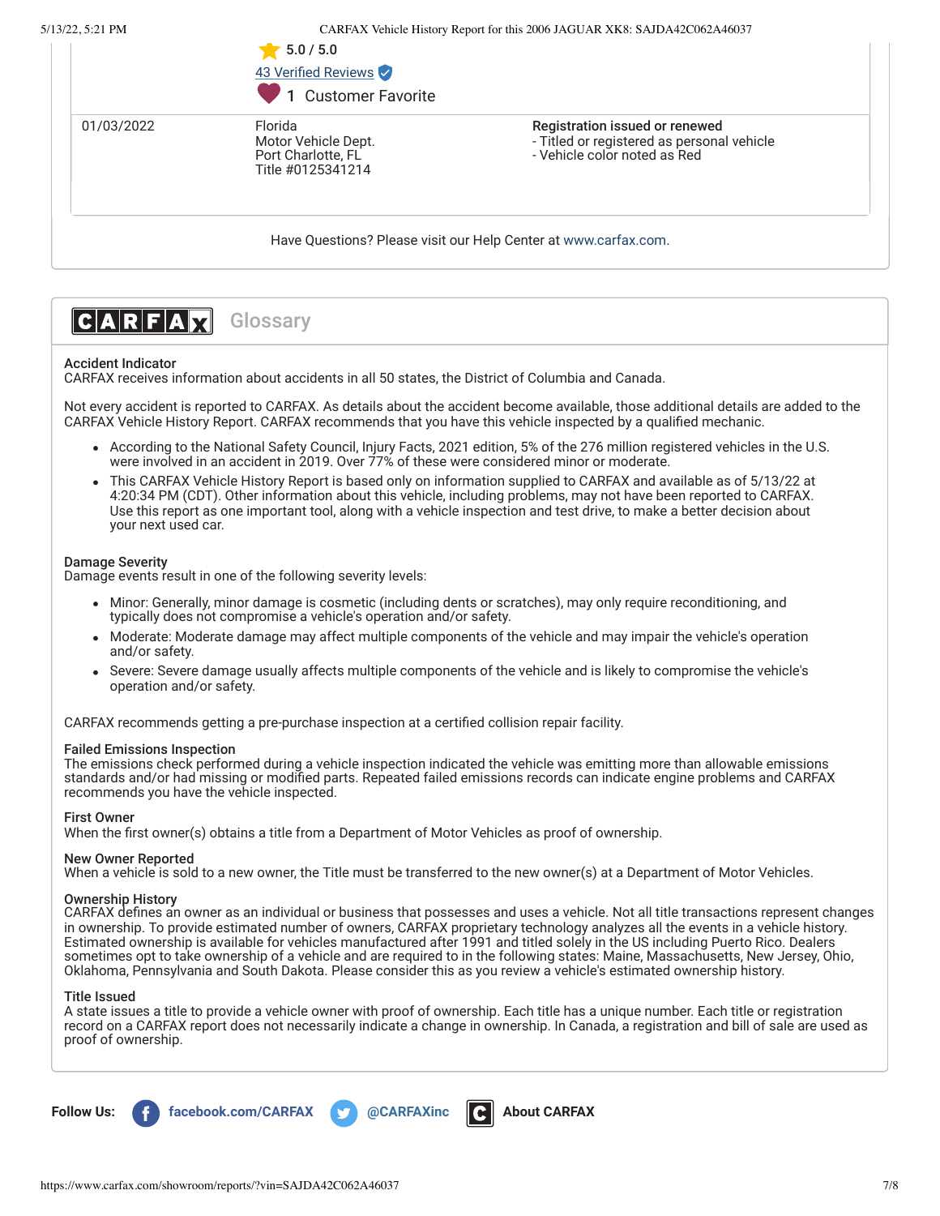5.0 / 5.0

43 Verified Reviews

1 Customer Favorite

| 01/03/2022 | Florida<br>Motor Vehicle Dept.<br>Port Charlotte, FL<br>Title #0125341214 | **Registration issued or renewed**<br>- Titled or registered as personal vehicle<br>- Vehicle color noted as Red |
|---|---|---|

Have Questions? Please visit our Help Center at www.carfax.com.

## CARFAX Glossary

**Accident Indicator**
CARFAX receives information about accidents in all 50 states, the District of Columbia and Canada.

Not every accident is reported to CARFAX. As details about the accident become available, those additional details are added to the CARFAX Vehicle History Report. CARFAX recommends that you have this vehicle inspected by a qualified mechanic.

- According to the National Safety Council, Injury Facts, 2021 edition, 5% of the 276 million registered vehicles in the U.S. were involved in an accident in 2019. Over 77% of these were considered minor or moderate.
- This CARFAX Vehicle History Report is based only on information supplied to CARFAX and available as of 5/13/22 at 4:20:34 PM (CDT). Other information about this vehicle, including problems, may not have been reported to CARFAX. Use this report as one important tool, along with a vehicle inspection and test drive, to make a better decision about your next used car.

**Damage Severity**
Damage events result in one of the following severity levels:

- Minor: Generally, minor damage is cosmetic (including dents or scratches), may only require reconditioning, and typically does not compromise a vehicle's operation and/or safety.
- Moderate: Moderate damage may affect multiple components of the vehicle and may impair the vehicle's operation and/or safety.
- Severe: Severe damage usually affects multiple components of the vehicle and is likely to compromise the vehicle's operation and/or safety.

CARFAX recommends getting a pre-purchase inspection at a certified collision repair facility.

**Failed Emissions Inspection**
The emissions check performed during a vehicle inspection indicated the vehicle was emitting more than allowable emissions standards and/or had missing or modified parts. Repeated failed emissions records can indicate engine problems and CARFAX recommends you have the vehicle inspected.

**First Owner**
When the first owner(s) obtains a title from a Department of Motor Vehicles as proof of ownership.

**New Owner Reported**
When a vehicle is sold to a new owner, the Title must be transferred to the new owner(s) at a Department of Motor Vehicles.

**Ownership History**
CARFAX defines an owner as an individual or business that possesses and uses a vehicle. Not all title transactions represent changes in ownership. To provide estimated number of owners, CARFAX proprietary technology analyzes all the events in a vehicle history. Estimated ownership is available for vehicles manufactured after 1991 and titled solely in the US including Puerto Rico. Dealers sometimes opt to take ownership of a vehicle and are required to in the following states: Maine, Massachusetts, New Jersey, Ohio, Oklahoma, Pennsylvania and South Dakota. Please consider this as you review a vehicle's estimated ownership history.

**Title Issued**
A state issues a title to provide a vehicle owner with proof of ownership. Each title has a unique number. Each title or registration record on a CARFAX report does not necessarily indicate a change in ownership. In Canada, a registration and bill of sale are used as proof of ownership.

**Follow Us:** facebook.com/CARFAX @CARFAXinc About CARFAX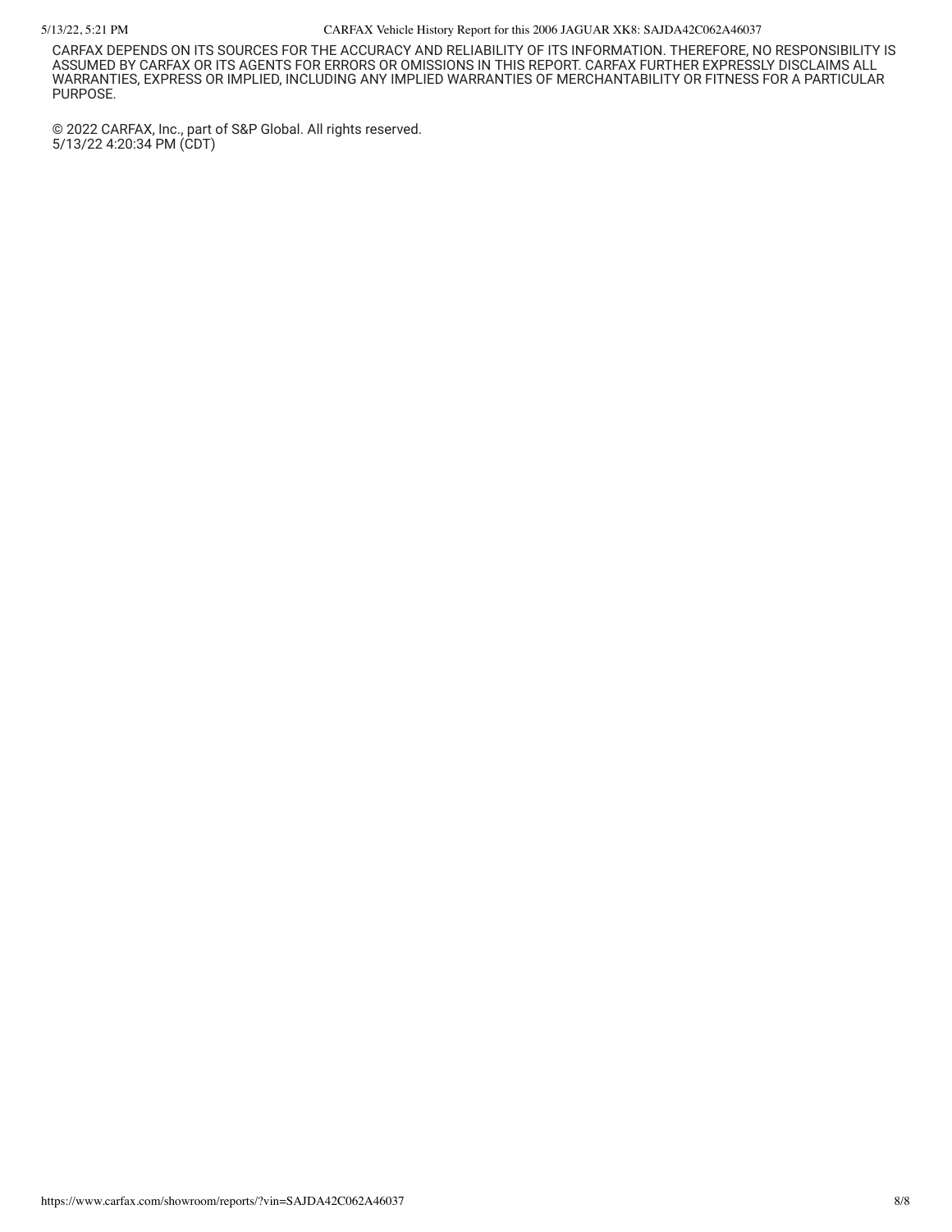CARFAX DEPENDS ON ITS SOURCES FOR THE ACCURACY AND RELIABILITY OF ITS INFORMATION. THEREFORE, NO RESPONSIBILITY IS ASSUMED BY CARFAX OR ITS AGENTS FOR ERRORS OR OMISSIONS IN THIS REPORT. CARFAX FURTHER EXPRESSLY DISCLAIMS ALL WARRANTIES, EXPRESS OR IMPLIED, INCLUDING ANY IMPLIED WARRANTIES OF MERCHANTABILITY OR FITNESS FOR A PARTICULAR PURPOSE.

© 2022 CARFAX, Inc., part of S&P Global. All rights reserved.
5/13/22 4:20:34 PM (CDT)